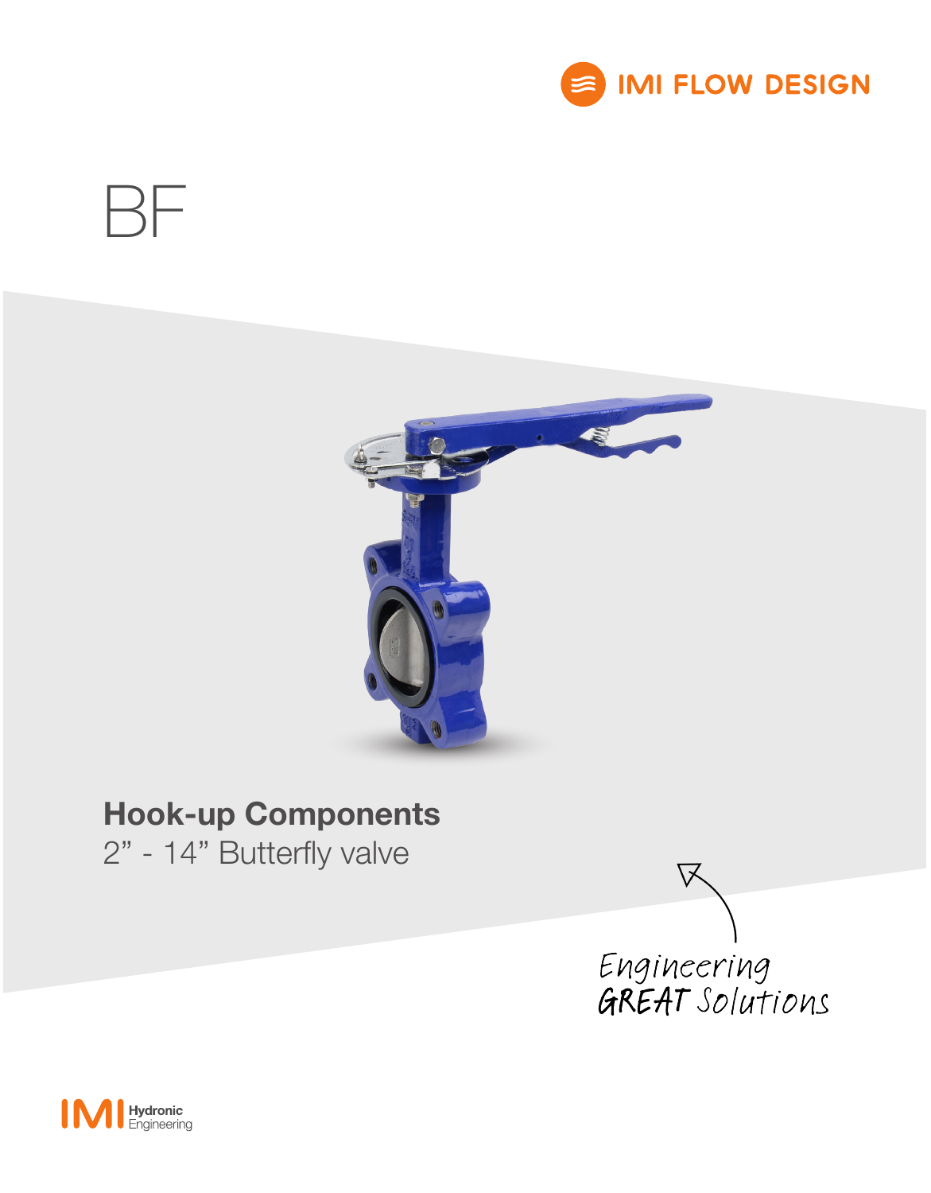IMI FLOW DESIGN

# BF

## Hook-up Components

2" - 14" Butterfly valve

Engineering GREAT Solutions

IMI Hydronic Engineering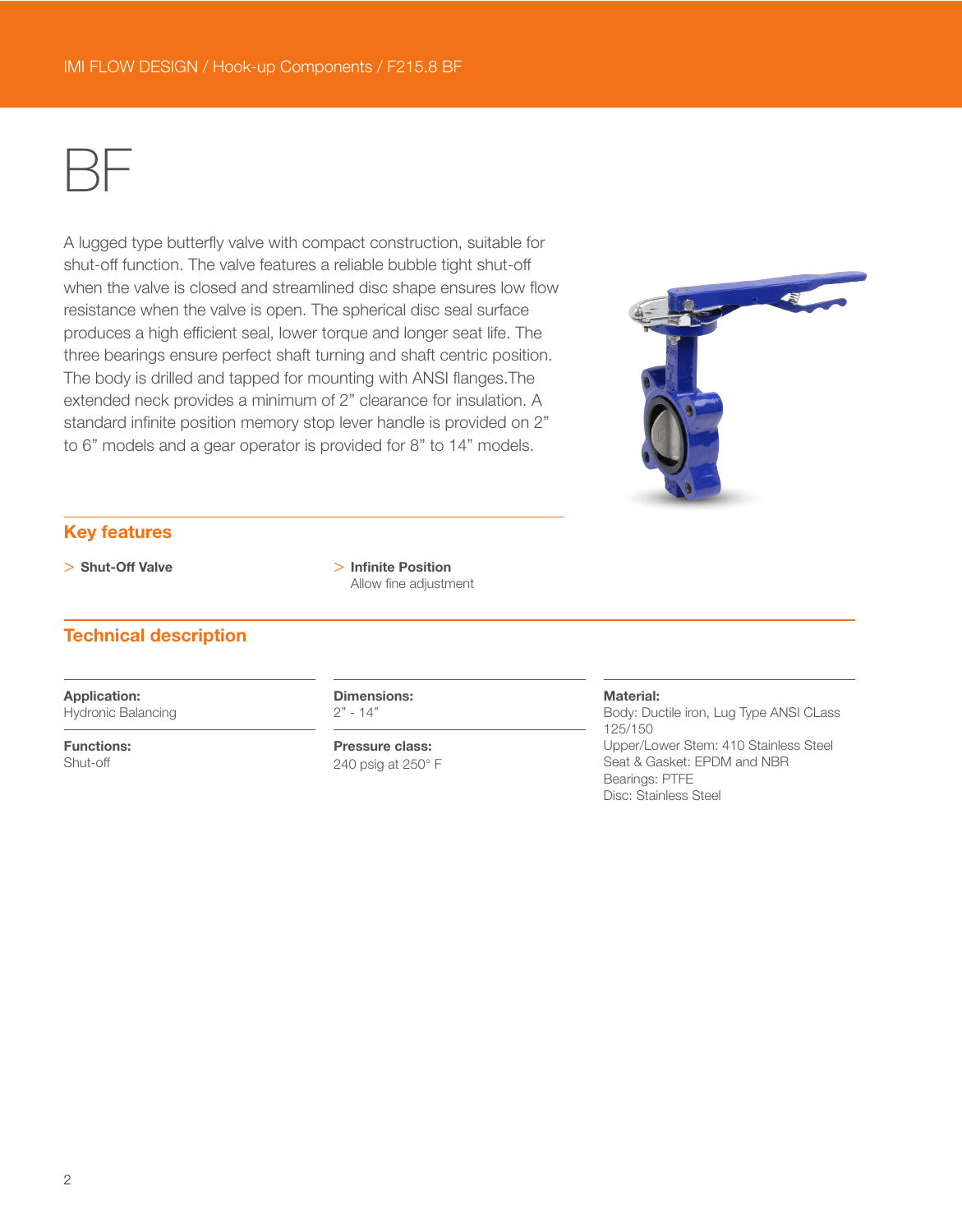# BF

A lugged type butterfly valve with compact construction, suitable for shut-off function. The valve features a reliable bubble tight shut-off when the valve is closed and streamlined disc shape ensures low flow resistance when the valve is open. The spherical disc seal surface produces a high efficient seal, lower torque and longer seat life. The three bearings ensure perfect shaft turning and shaft centric position. The body is drilled and tapped for mounting with ANSI flanges.The extended neck provides a minimum of 2" clearance for insulation. A standard infinite position memory stop lever handle is provided on 2" to 6" models and a gear operator is provided for 8" to 14" models.

## Key features

- **Shut-Off Valve**
- **Infinite Position**
  Allow fine adjustment

## Technical description

**Application:**
Hydronic Balancing

**Functions:**
Shut-off

**Dimensions:**
2" - 14"

**Pressure class:**
240 psig at 250° F

**Material:**
Body: Ductile iron, Lug Type ANSI CLass 125/150
Upper/Lower Stem: 410 Stainless Steel
Seat & Gasket: EPDM and NBR
Bearings: PTFE
Disc: Stainless Steel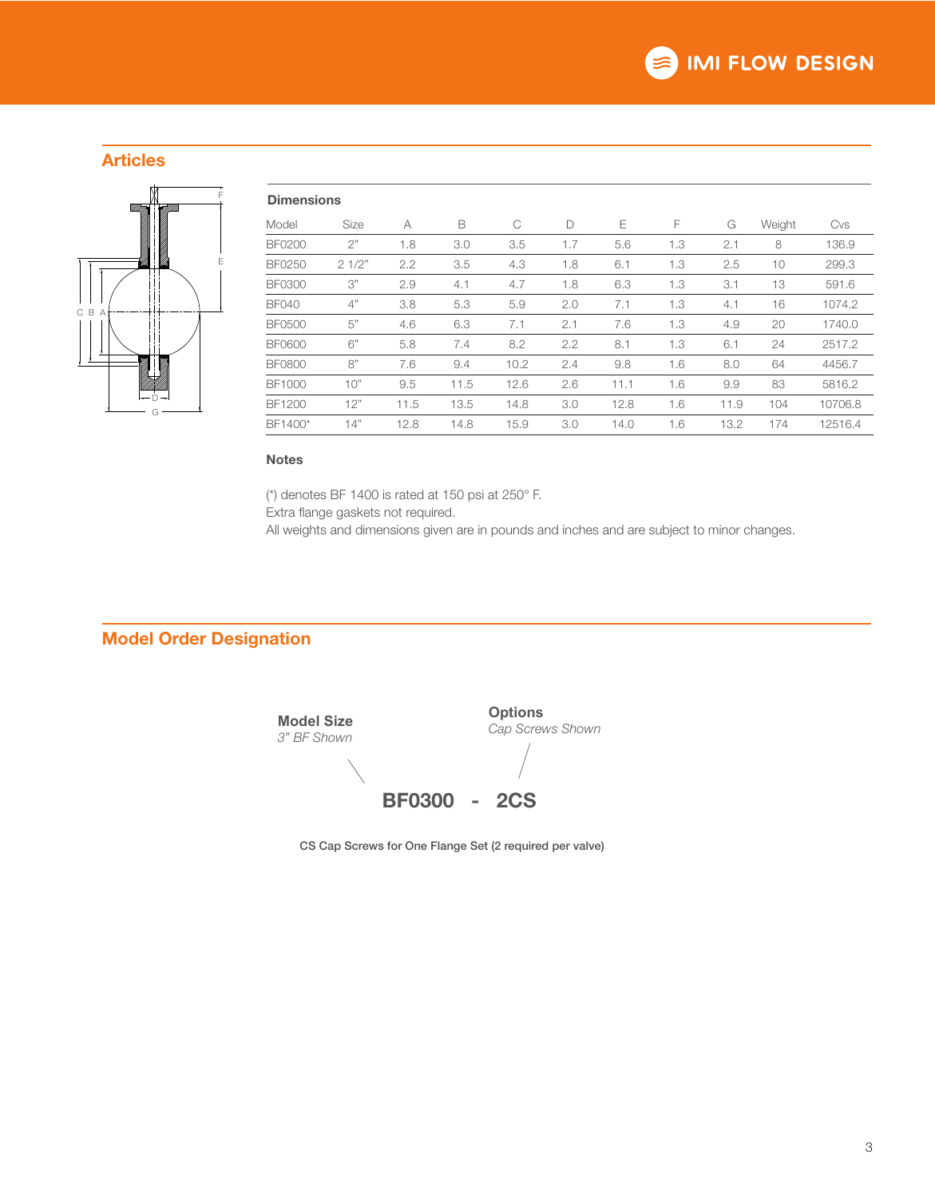## Articles

### Dimensions

| Model | Size | A | B | C | D | E | F | G | Weight | Cvs |
|---|---|---|---|---|---|---|---|---|---|---|
| BF0200 | 2" | 1.8 | 3.0 | 3.5 | 1.7 | 5.6 | 1.3 | 2.1 | 8 | 136.9 |
| BF0250 | 2 1/2" | 2.2 | 3.5 | 4.3 | 1.8 | 6.1 | 1.3 | 2.5 | 10 | 299.3 |
| BF0300 | 3" | 2.9 | 4.1 | 4.7 | 1.8 | 6.3 | 1.3 | 3.1 | 13 | 591.6 |
| BF040 | 4" | 3.8 | 5.3 | 5.9 | 2.0 | 7.1 | 1.3 | 4.1 | 16 | 1074.2 |
| BF0500 | 5" | 4.6 | 6.3 | 7.1 | 2.1 | 7.6 | 1.3 | 4.9 | 20 | 1740.0 |
| BF0600 | 6" | 5.8 | 7.4 | 8.2 | 2.2 | 8.1 | 1.3 | 6.1 | 24 | 2517.2 |
| BF0800 | 8" | 7.6 | 9.4 | 10.2 | 2.4 | 9.8 | 1.6 | 8.0 | 64 | 4456.7 |
| BF1000 | 10" | 9.5 | 11.5 | 12.6 | 2.6 | 11.1 | 1.6 | 9.9 | 83 | 5816.2 |
| BF1200 | 12" | 11.5 | 13.5 | 14.8 | 3.0 | 12.8 | 1.6 | 11.9 | 104 | 10706.8 |
| BF1400* | 14" | 12.8 | 14.8 | 15.9 | 3.0 | 14.0 | 1.6 | 13.2 | 174 | 12516.4 |

### Notes

(*) denotes BF 1400 is rated at 150 psi at 250° F.
Extra flange gaskets not required.
All weights and dimensions given are in pounds and inches and are subject to minor changes.

## Model Order Designation

**Model Size**
*3" BF Shown*

**Options**
*Cap Screws Shown*

**BF0300 - 2CS**

**CS Cap Screws for One Flange Set (2 required per valve)**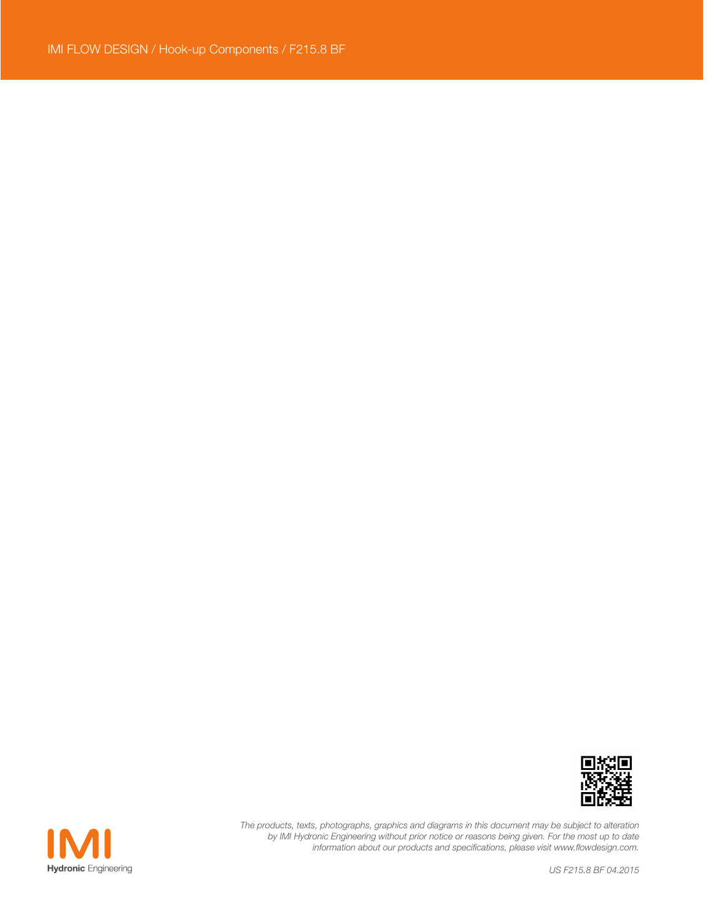*The products, texts, photographs, graphics and diagrams in this document may be subject to alteration by IMI Hydronic Engineering without prior notice or reasons being given. For the most up to date information about our products and specifications, please visit www.flowdesign.com.*

*US F215.8 BF 04.2015*